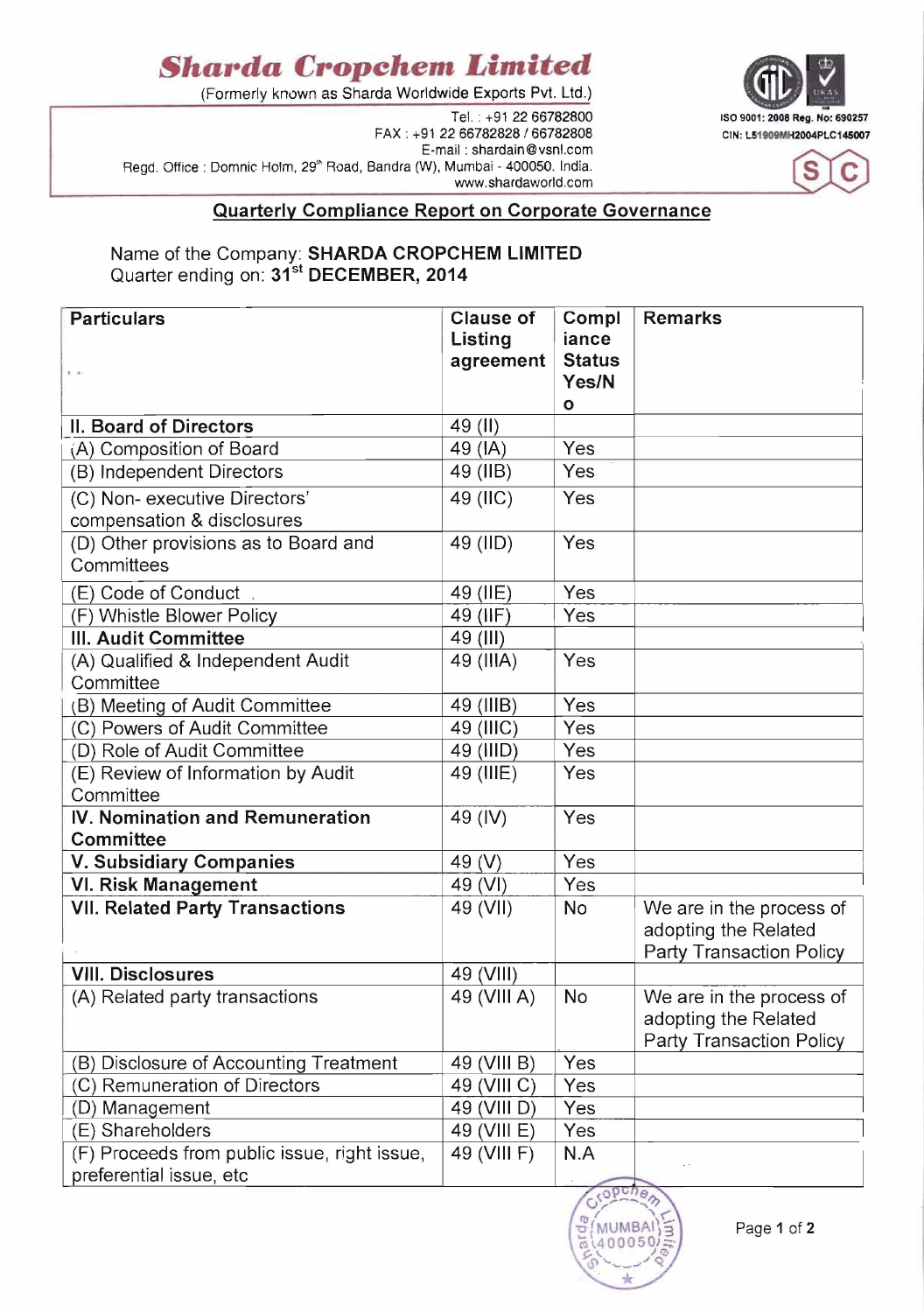# Sharda Cropchem Limited

(Formerly known as Sharda Worldwide Exports Pvt. Ltd.)

Tel. : +91 22 66782800
FAX : +91 22 66782828 / 66782808
E-mail : shardain@vsnl.com
Regd. Office : Domnic Holm, 29th Road, Bandra (W), Mumbai - 400050. India.
www.shardaworld.com

ISO 9001: 2008 Reg. No: 690257
CIN: L51909MH2004PLC145007

## Quarterly Compliance Report on Corporate Governance

Name of the Company: **SHARDA CROPCHEM LIMITED**
Quarter ending on: **31st DECEMBER, 2014**

| Particulars | Clause of Listing agreement | Compliance Status Yes/No | Remarks |
|---|---|---|---|
| **II. Board of Directors** | 49 (II) | | |
| (A) Composition of Board | 49 (IA) | Yes | |
| (B) Independent Directors | 49 (IIB) | Yes | |
| (C) Non- executive Directors' compensation & disclosures | 49 (IIC) | Yes | |
| (D) Other provisions as to Board and Committees | 49 (IID) | Yes | |
| (E) Code of Conduct | 49 (IIE) | Yes | |
| (F) Whistle Blower Policy | 49 (IIF) | Yes | |
| **III. Audit Committee** | 49 (III) | | |
| (A) Qualified & Independent Audit Committee | 49 (IIIA) | Yes | |
| (B) Meeting of Audit Committee | 49 (IIIB) | Yes | |
| (C) Powers of Audit Committee | 49 (IIIC) | Yes | |
| (D) Role of Audit Committee | 49 (IIID) | Yes | |
| (E) Review of Information by Audit Committee | 49 (IIIE) | Yes | |
| **IV. Nomination and Remuneration Committee** | 49 (IV) | Yes | |
| **V. Subsidiary Companies** | 49 (V) | Yes | |
| **VI. Risk Management** | 49 (VI) | Yes | |
| **VII. Related Party Transactions** | 49 (VII) | No | We are in the process of adopting the Related Party Transaction Policy |
| **VIII. Disclosures** | 49 (VIII) | | |
| (A) Related party transactions | 49 (VIII A) | No | We are in the process of adopting the Related Party Transaction Policy |
| (B) Disclosure of Accounting Treatment | 49 (VIII B) | Yes | |
| (C) Remuneration of Directors | 49 (VIII C) | Yes | |
| (D) Management | 49 (VIII D) | Yes | |
| (E) Shareholders | 49 (VIII E) | Yes | |
| (F) Proceeds from public issue, right issue, preferential issue, etc | 49 (VIII F) | N.A | |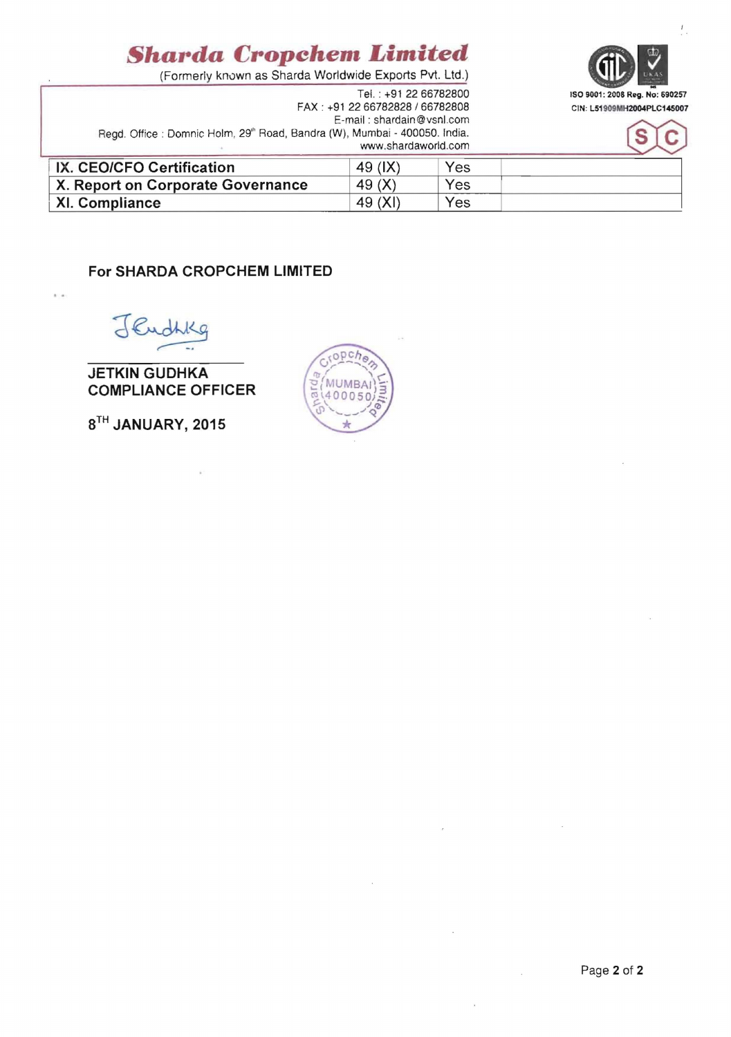# Sharda Cropchem Limited

(Formerly known as Sharda Worldwide Exports Pvt. Ltd.)

Tel. : +91 22 66782800
FAX : +91 22 66782828 / 66782808
E-mail : shardain@vsnl.com
Regd. Office : Domnic Holm, 29[th] Road, Bandra (W), Mumbai - 400050. India.
www.shardaworld.com

ISO 9001: 2008 Reg. No: 690257
CIN: L51909MH2004PLC145007

| | | | |
|---|---|---|---|
| **IX. CEO/CFO Certification** | 49 (IX) | Yes | |
| **X. Report on Corporate Governance** | 49 (X) | Yes | |
| **XI. Compliance** | 49 (XI) | Yes | |

**For SHARDA CROPCHEM LIMITED**

**JETKIN GUDHKA**
**COMPLIANCE OFFICER**

**8[TH] JANUARY, 2015**